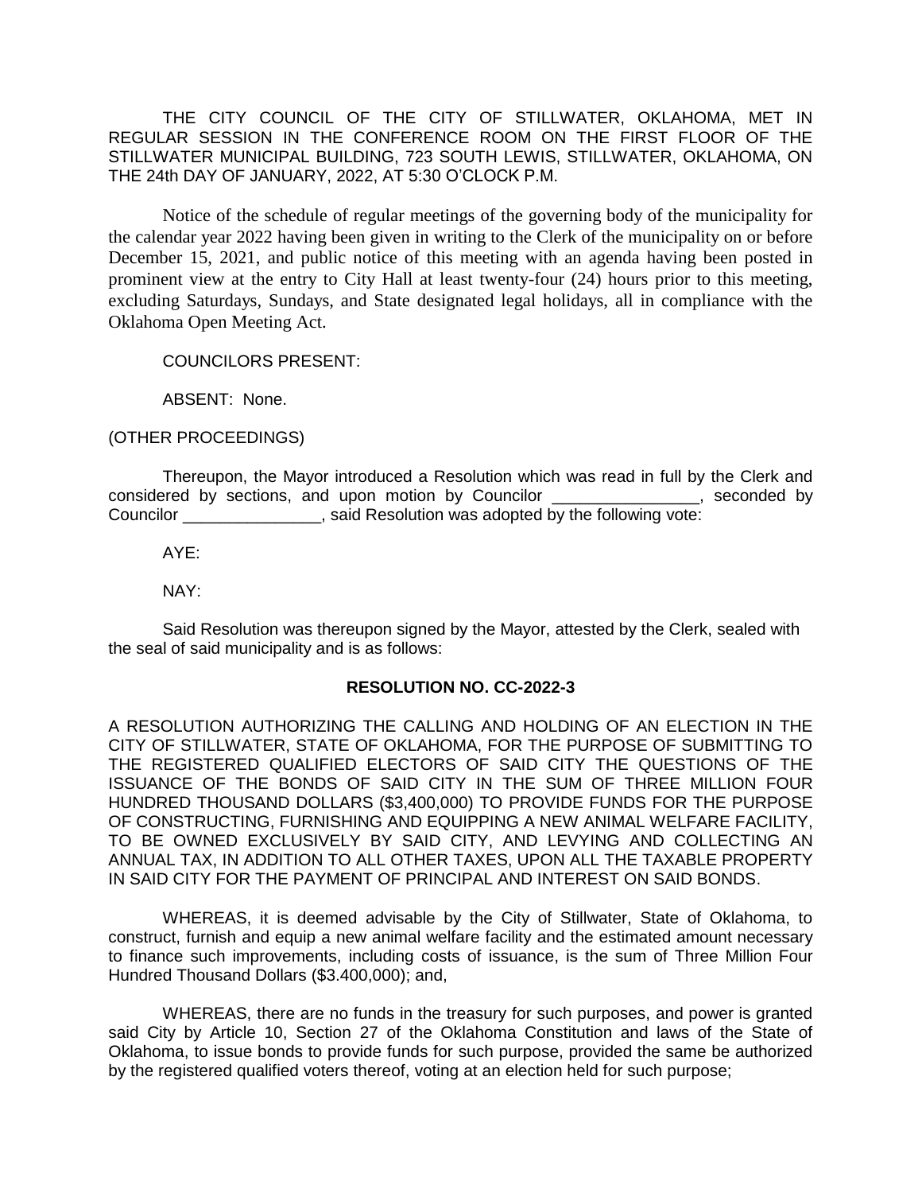THE CITY COUNCIL OF THE CITY OF STILLWATER, OKLAHOMA, MET IN REGULAR SESSION IN THE CONFERENCE ROOM ON THE FIRST FLOOR OF THE STILLWATER MUNICIPAL BUILDING, 723 SOUTH LEWIS, STILLWATER, OKLAHOMA, ON THE 24th DAY OF JANUARY, 2022, AT 5:30 O'CLOCK P.M.

Notice of the schedule of regular meetings of the governing body of the municipality for the calendar year 2022 having been given in writing to the Clerk of the municipality on or before December 15, 2021, and public notice of this meeting with an agenda having been posted in prominent view at the entry to City Hall at least twenty-four (24) hours prior to this meeting, excluding Saturdays, Sundays, and State designated legal holidays, all in compliance with the Oklahoma Open Meeting Act.

COUNCILORS PRESENT:

ABSENT: None.

(OTHER PROCEEDINGS)

Thereupon, the Mayor introduced a Resolution which was read in full by the Clerk and considered by sections, and upon motion by Councilor ________________, seconded by Councilor _______________, said Resolution was adopted by the following vote:

AYE:

NAY:

Said Resolution was thereupon signed by the Mayor, attested by the Clerk, sealed with the seal of said municipality and is as follows:

**RESOLUTION NO. CC-2022-3**

A RESOLUTION AUTHORIZING THE CALLING AND HOLDING OF AN ELECTION IN THE CITY OF STILLWATER, STATE OF OKLAHOMA, FOR THE PURPOSE OF SUBMITTING TO THE REGISTERED QUALIFIED ELECTORS OF SAID CITY THE QUESTIONS OF THE ISSUANCE OF THE BONDS OF SAID CITY IN THE SUM OF THREE MILLION FOUR HUNDRED THOUSAND DOLLARS ($3,400,000) TO PROVIDE FUNDS FOR THE PURPOSE OF CONSTRUCTING, FURNISHING AND EQUIPPING A NEW ANIMAL WELFARE FACILITY, TO BE OWNED EXCLUSIVELY BY SAID CITY, AND LEVYING AND COLLECTING AN ANNUAL TAX, IN ADDITION TO ALL OTHER TAXES, UPON ALL THE TAXABLE PROPERTY IN SAID CITY FOR THE PAYMENT OF PRINCIPAL AND INTEREST ON SAID BONDS.

WHEREAS, it is deemed advisable by the City of Stillwater, State of Oklahoma, to construct, furnish and equip a new animal welfare facility and the estimated amount necessary to finance such improvements, including costs of issuance, is the sum of Three Million Four Hundred Thousand Dollars ($3.400,000); and,

WHEREAS, there are no funds in the treasury for such purposes, and power is granted said City by Article 10, Section 27 of the Oklahoma Constitution and laws of the State of Oklahoma, to issue bonds to provide funds for such purpose, provided the same be authorized by the registered qualified voters thereof, voting at an election held for such purpose;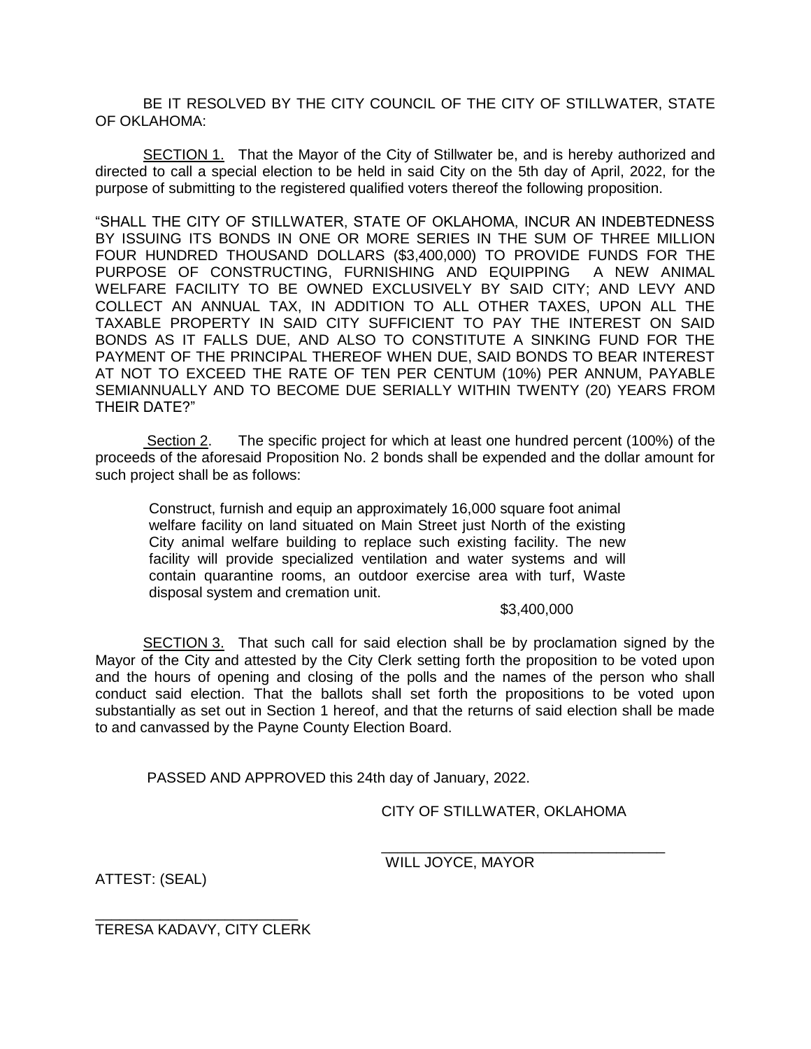BE IT RESOLVED BY THE CITY COUNCIL OF THE CITY OF STILLWATER, STATE OF OKLAHOMA:

SECTION 1. That the Mayor of the City of Stillwater be, and is hereby authorized and directed to call a special election to be held in said City on the 5th day of April, 2022, for the purpose of submitting to the registered qualified voters thereof the following proposition.

"SHALL THE CITY OF STILLWATER, STATE OF OKLAHOMA, INCUR AN INDEBTEDNESS BY ISSUING ITS BONDS IN ONE OR MORE SERIES IN THE SUM OF THREE MILLION FOUR HUNDRED THOUSAND DOLLARS ($3,400,000) TO PROVIDE FUNDS FOR THE PURPOSE OF CONSTRUCTING, FURNISHING AND EQUIPPING A NEW ANIMAL WELFARE FACILITY TO BE OWNED EXCLUSIVELY BY SAID CITY; AND LEVY AND COLLECT AN ANNUAL TAX, IN ADDITION TO ALL OTHER TAXES, UPON ALL THE TAXABLE PROPERTY IN SAID CITY SUFFICIENT TO PAY THE INTEREST ON SAID BONDS AS IT FALLS DUE, AND ALSO TO CONSTITUTE A SINKING FUND FOR THE PAYMENT OF THE PRINCIPAL THEREOF WHEN DUE, SAID BONDS TO BEAR INTEREST AT NOT TO EXCEED THE RATE OF TEN PER CENTUM (10%) PER ANNUM, PAYABLE SEMIANNUALLY AND TO BECOME DUE SERIALLY WITHIN TWENTY (20) YEARS FROM THEIR DATE?"

Section 2. The specific project for which at least one hundred percent (100%) of the proceeds of the aforesaid Proposition No. 2 bonds shall be expended and the dollar amount for such project shall be as follows:

> Construct, furnish and equip an approximately 16,000 square foot animal welfare facility on land situated on Main Street just North of the existing City animal welfare building to replace such existing facility. The new facility will provide specialized ventilation and water systems and will contain quarantine rooms, an outdoor exercise area with turf, Waste disposal system and cremation unit.
>
> $3,400,000

SECTION 3. That such call for said election shall be by proclamation signed by the Mayor of the City and attested by the City Clerk setting forth the proposition to be voted upon and the hours of opening and closing of the polls and the names of the person who shall conduct said election. That the ballots shall set forth the propositions to be voted upon substantially as set out in Section 1 hereof, and that the returns of said election shall be made to and canvassed by the Payne County Election Board.

PASSED AND APPROVED this 24th day of January, 2022.

CITY OF STILLWATER, OKLAHOMA

___________________________________
WILL JOYCE, MAYOR

ATTEST: (SEAL)

_________________________
TERESA KADAVY, CITY CLERK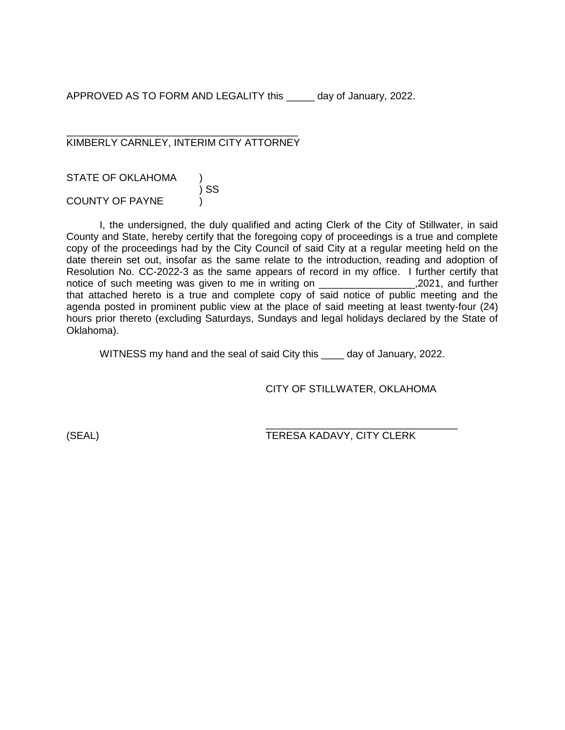APPROVED AS TO FORM AND LEGALITY this _____ day of January, 2022.

_________________________________________
KIMBERLY CARNLEY, INTERIM CITY ATTORNEY

STATE OF OKLAHOMA )
) SS
COUNTY OF PAYNE )

I, the undersigned, the duly qualified and acting Clerk of the City of Stillwater, in said County and State, hereby certify that the foregoing copy of proceedings is a true and complete copy of the proceedings had by the City Council of said City at a regular meeting held on the date therein set out, insofar as the same relate to the introduction, reading and adoption of Resolution No. CC-2022-3 as the same appears of record in my office. I further certify that notice of such meeting was given to me in writing on _________________,2021, and further that attached hereto is a true and complete copy of said notice of public meeting and the agenda posted in prominent public view at the place of said meeting at least twenty-four (24) hours prior thereto (excluding Saturdays, Sundays and legal holidays declared by the State of Oklahoma).

WITNESS my hand and the seal of said City this ____ day of January, 2022.

CITY OF STILLWATER, OKLAHOMA

__________________________________
TERESA KADAVY, CITY CLERK

(SEAL)